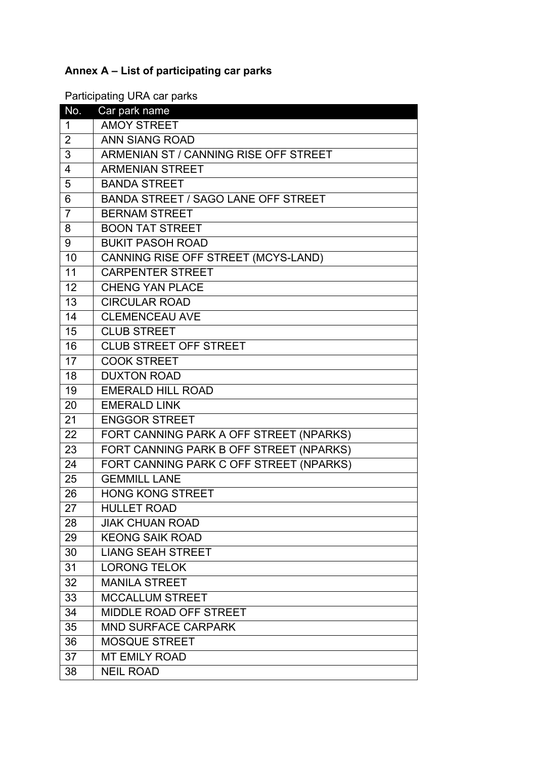**Annex A – List of participating car parks**

Participating URA car parks

| No. | Car park name |
|---|---|
| 1 | AMOY STREET |
| 2 | ANN SIANG ROAD |
| 3 | ARMENIAN ST / CANNING RISE OFF STREET |
| 4 | ARMENIAN STREET |
| 5 | BANDA STREET |
| 6 | BANDA STREET / SAGO LANE OFF STREET |
| 7 | BERNAM STREET |
| 8 | BOON TAT STREET |
| 9 | BUKIT PASOH ROAD |
| 10 | CANNING RISE OFF STREET (MCYS-LAND) |
| 11 | CARPENTER STREET |
| 12 | CHENG YAN PLACE |
| 13 | CIRCULAR ROAD |
| 14 | CLEMENCEAU AVE |
| 15 | CLUB STREET |
| 16 | CLUB STREET OFF STREET |
| 17 | COOK STREET |
| 18 | DUXTON ROAD |
| 19 | EMERALD HILL ROAD |
| 20 | EMERALD LINK |
| 21 | ENGGOR STREET |
| 22 | FORT CANNING PARK A OFF STREET (NPARKS) |
| 23 | FORT CANNING PARK B OFF STREET (NPARKS) |
| 24 | FORT CANNING PARK C OFF STREET (NPARKS) |
| 25 | GEMMILL LANE |
| 26 | HONG KONG STREET |
| 27 | HULLET ROAD |
| 28 | JIAK CHUAN ROAD |
| 29 | KEONG SAIK ROAD |
| 30 | LIANG SEAH STREET |
| 31 | LORONG TELOK |
| 32 | MANILA STREET |
| 33 | MCCALLUM STREET |
| 34 | MIDDLE ROAD OFF STREET |
| 35 | MND SURFACE CARPARK |
| 36 | MOSQUE STREET |
| 37 | MT EMILY ROAD |
| 38 | NEIL ROAD |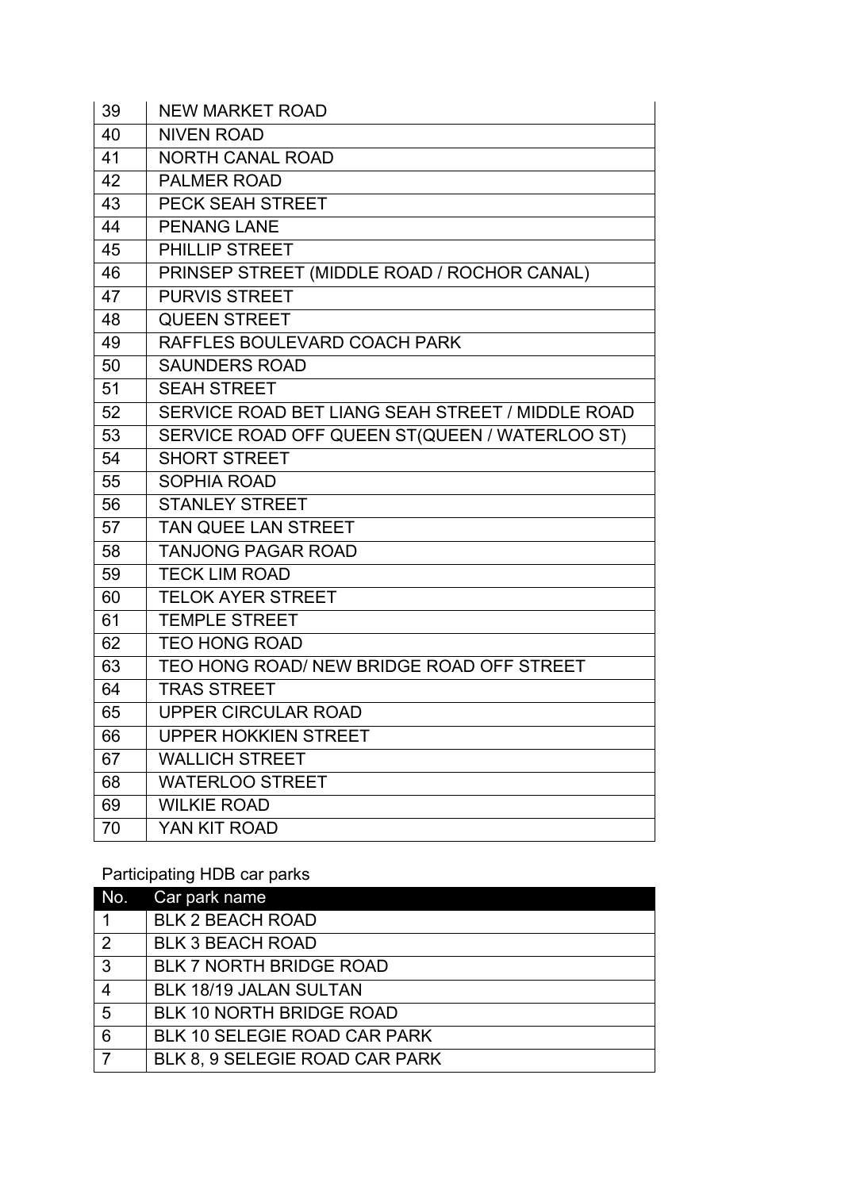| | |
|---|---|
| 39 | NEW MARKET ROAD |
| 40 | NIVEN ROAD |
| 41 | NORTH CANAL ROAD |
| 42 | PALMER ROAD |
| 43 | PECK SEAH STREET |
| 44 | PENANG LANE |
| 45 | PHILLIP STREET |
| 46 | PRINSEP STREET (MIDDLE ROAD / ROCHOR CANAL) |
| 47 | PURVIS STREET |
| 48 | QUEEN STREET |
| 49 | RAFFLES BOULEVARD COACH PARK |
| 50 | SAUNDERS ROAD |
| 51 | SEAH STREET |
| 52 | SERVICE ROAD BET LIANG SEAH STREET / MIDDLE ROAD |
| 53 | SERVICE ROAD OFF QUEEN ST(QUEEN / WATERLOO ST) |
| 54 | SHORT STREET |
| 55 | SOPHIA ROAD |
| 56 | STANLEY STREET |
| 57 | TAN QUEE LAN STREET |
| 58 | TANJONG PAGAR ROAD |
| 59 | TECK LIM ROAD |
| 60 | TELOK AYER STREET |
| 61 | TEMPLE STREET |
| 62 | TEO HONG ROAD |
| 63 | TEO HONG ROAD/ NEW BRIDGE ROAD OFF STREET |
| 64 | TRAS STREET |
| 65 | UPPER CIRCULAR ROAD |
| 66 | UPPER HOKKIEN STREET |
| 67 | WALLICH STREET |
| 68 | WATERLOO STREET |
| 69 | WILKIE ROAD |
| 70 | YAN KIT ROAD |

Participating HDB car parks

| No. | Car park name |
|---|---|
| 1 | BLK 2 BEACH ROAD |
| 2 | BLK 3 BEACH ROAD |
| 3 | BLK 7 NORTH BRIDGE ROAD |
| 4 | BLK 18/19 JALAN SULTAN |
| 5 | BLK 10 NORTH BRIDGE ROAD |
| 6 | BLK 10 SELEGIE ROAD CAR PARK |
| 7 | BLK 8, 9 SELEGIE ROAD CAR PARK |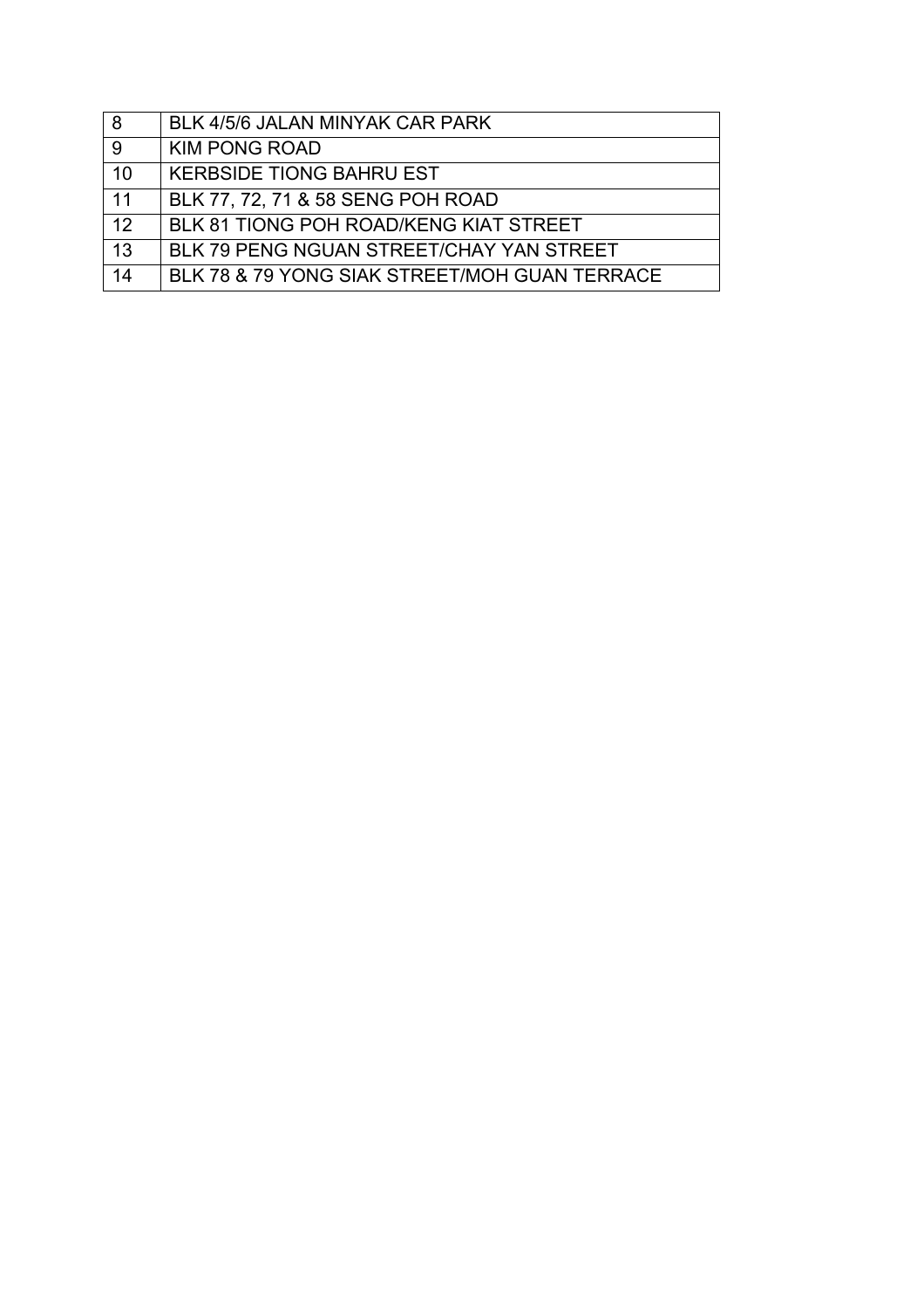| | |
|---|---|
| 8 | BLK 4/5/6 JALAN MINYAK CAR PARK |
| 9 | KIM PONG ROAD |
| 10 | KERBSIDE TIONG BAHRU EST |
| 11 | BLK 77, 72, 71 & 58 SENG POH ROAD |
| 12 | BLK 81 TIONG POH ROAD/KENG KIAT STREET |
| 13 | BLK 79 PENG NGUAN STREET/CHAY YAN STREET |
| 14 | BLK 78 & 79 YONG SIAK STREET/MOH GUAN TERRACE |